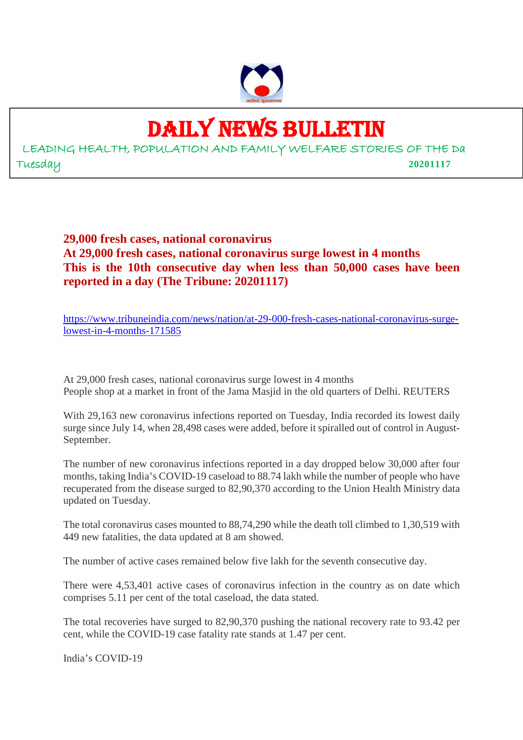# DAILY NEWS BULLETIN

LEADING HEALTH, POPULATION AND FAMILY WELFARE STORIES OF THE Da

Tuesday **20201117**

**29,000 fresh cases, national coronavirus**
**At 29,000 fresh cases, national coronavirus surge lowest in 4 months**
**This is the 10th consecutive day when less than 50,000 cases have been reported in a day (The Tribune: 20201117)**

https://www.tribuneindia.com/news/nation/at-29-000-fresh-cases-national-coronavirus-surge-lowest-in-4-months-171585

At 29,000 fresh cases, national coronavirus surge lowest in 4 months
People shop at a market in front of the Jama Masjid in the old quarters of Delhi. REUTERS

With 29,163 new coronavirus infections reported on Tuesday, India recorded its lowest daily surge since July 14, when 28,498 cases were added, before it spiralled out of control in August-September.

The number of new coronavirus infections reported in a day dropped below 30,000 after four months, taking India's COVID-19 caseload to 88.74 lakh while the number of people who have recuperated from the disease surged to 82,90,370 according to the Union Health Ministry data updated on Tuesday.

The total coronavirus cases mounted to 88,74,290 while the death toll climbed to 1,30,519 with 449 new fatalities, the data updated at 8 am showed.

The number of active cases remained below five lakh for the seventh consecutive day.

There were 4,53,401 active cases of coronavirus infection in the country as on date which comprises 5.11 per cent of the total caseload, the data stated.

The total recoveries have surged to 82,90,370 pushing the national recovery rate to 93.42 per cent, while the COVID-19 case fatality rate stands at 1.47 per cent.

India's COVID-19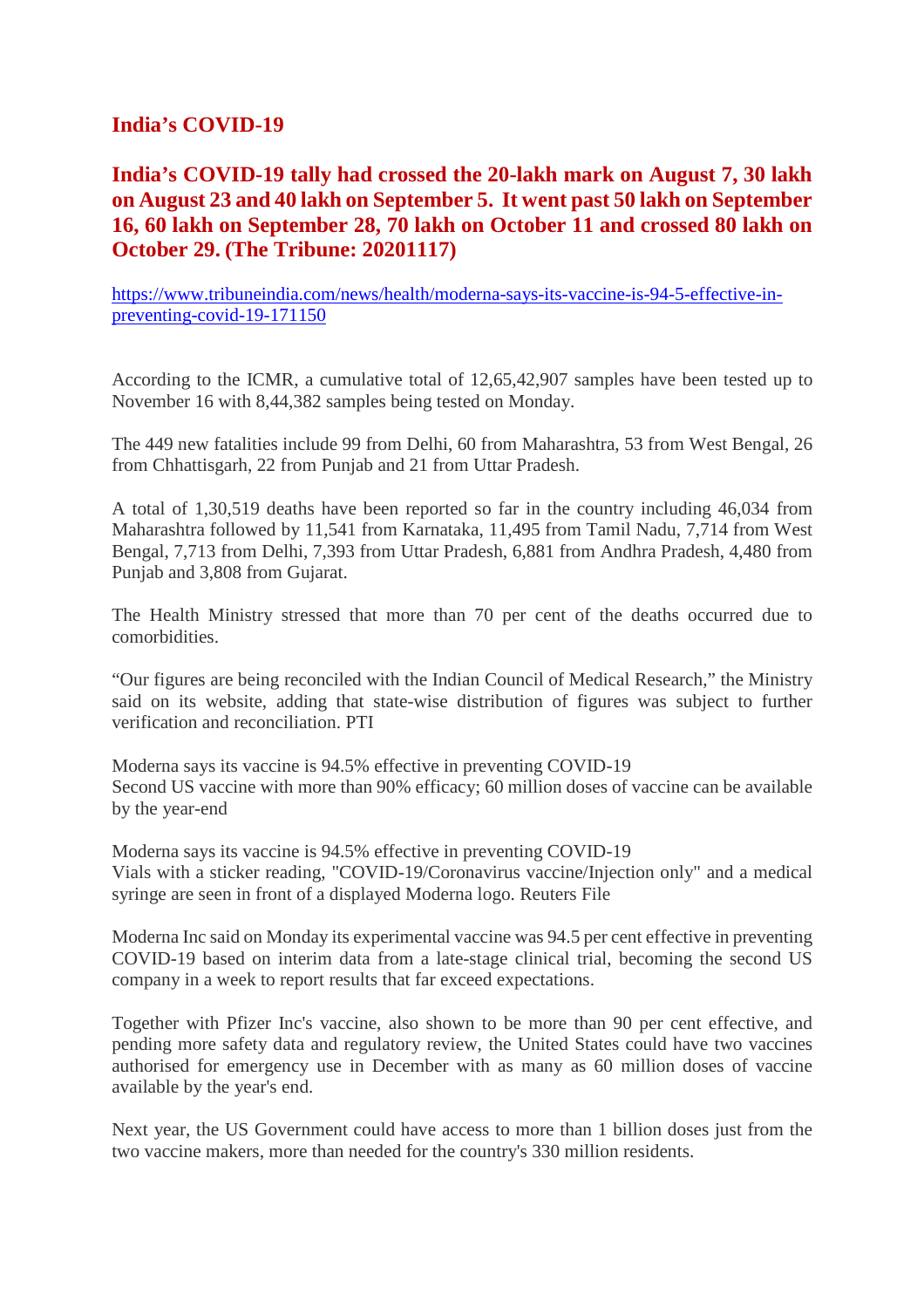## India’s COVID-19

### India’s COVID-19 tally had crossed the 20-lakh mark on August 7, 30 lakh on August 23 and 40 lakh on September 5. It went past 50 lakh on September 16, 60 lakh on September 28, 70 lakh on October 11 and crossed 80 lakh on October 29. (The Tribune: 20201117)

https://www.tribuneindia.com/news/health/moderna-says-its-vaccine-is-94-5-effective-in-preventing-covid-19-171150

According to the ICMR, a cumulative total of 12,65,42,907 samples have been tested up to November 16 with 8,44,382 samples being tested on Monday.

The 449 new fatalities include 99 from Delhi, 60 from Maharashtra, 53 from West Bengal, 26 from Chhattisgarh, 22 from Punjab and 21 from Uttar Pradesh.

A total of 1,30,519 deaths have been reported so far in the country including 46,034 from Maharashtra followed by 11,541 from Karnataka, 11,495 from Tamil Nadu, 7,714 from West Bengal, 7,713 from Delhi, 7,393 from Uttar Pradesh, 6,881 from Andhra Pradesh, 4,480 from Punjab and 3,808 from Gujarat.

The Health Ministry stressed that more than 70 per cent of the deaths occurred due to comorbidities.

“Our figures are being reconciled with the Indian Council of Medical Research,” the Ministry said on its website, adding that state-wise distribution of figures was subject to further verification and reconciliation. PTI

Moderna says its vaccine is 94.5% effective in preventing COVID-19
Second US vaccine with more than 90% efficacy; 60 million doses of vaccine can be available by the year-end

Moderna says its vaccine is 94.5% effective in preventing COVID-19
Vials with a sticker reading, "COVID-19/Coronavirus vaccine/Injection only" and a medical syringe are seen in front of a displayed Moderna logo. Reuters File

Moderna Inc said on Monday its experimental vaccine was 94.5 per cent effective in preventing COVID-19 based on interim data from a late-stage clinical trial, becoming the second US company in a week to report results that far exceed expectations.

Together with Pfizer Inc's vaccine, also shown to be more than 90 per cent effective, and pending more safety data and regulatory review, the United States could have two vaccines authorised for emergency use in December with as many as 60 million doses of vaccine available by the year's end.

Next year, the US Government could have access to more than 1 billion doses just from the two vaccine makers, more than needed for the country's 330 million residents.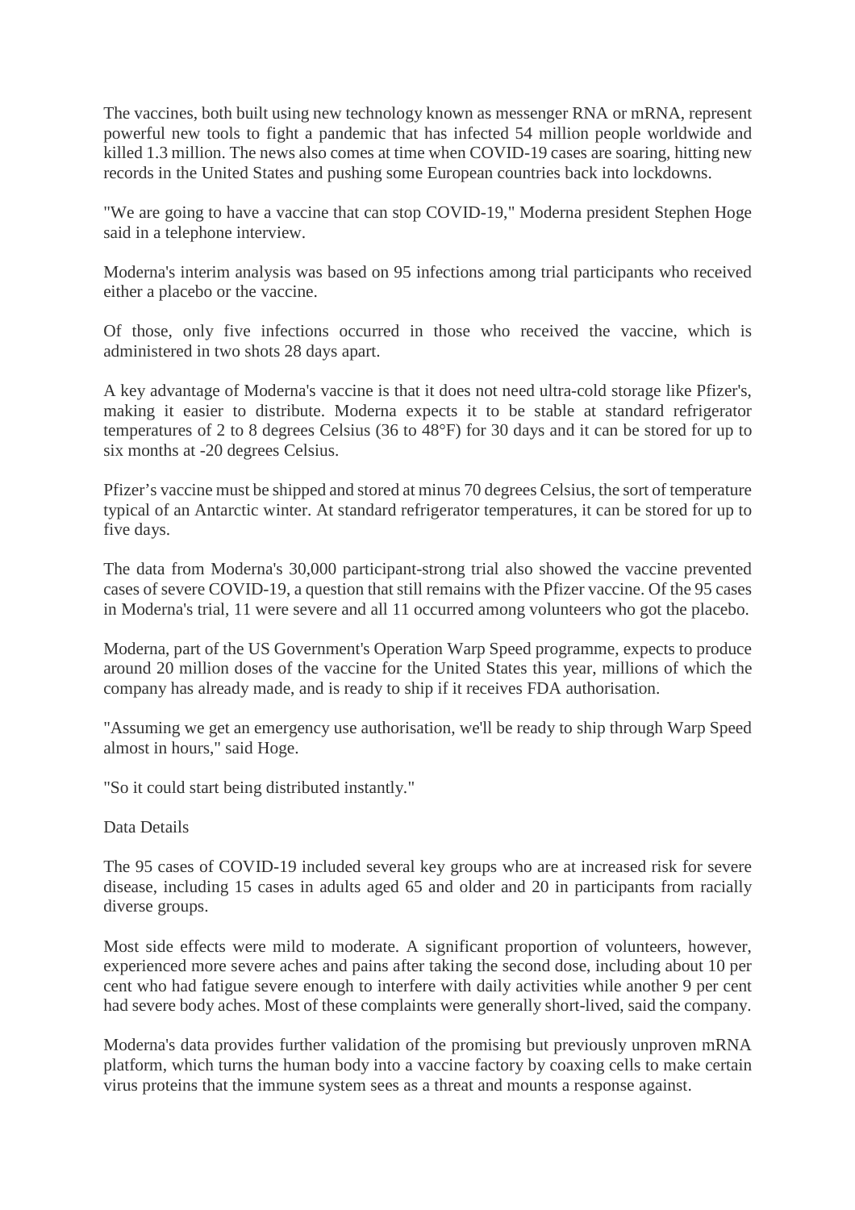The vaccines, both built using new technology known as messenger RNA or mRNA, represent powerful new tools to fight a pandemic that has infected 54 million people worldwide and killed 1.3 million. The news also comes at time when COVID-19 cases are soaring, hitting new records in the United States and pushing some European countries back into lockdowns.

"We are going to have a vaccine that can stop COVID-19," Moderna president Stephen Hoge said in a telephone interview.

Moderna's interim analysis was based on 95 infections among trial participants who received either a placebo or the vaccine.

Of those, only five infections occurred in those who received the vaccine, which is administered in two shots 28 days apart.

A key advantage of Moderna's vaccine is that it does not need ultra-cold storage like Pfizer's, making it easier to distribute. Moderna expects it to be stable at standard refrigerator temperatures of 2 to 8 degrees Celsius (36 to 48°F) for 30 days and it can be stored for up to six months at -20 degrees Celsius.

Pfizer's vaccine must be shipped and stored at minus 70 degrees Celsius, the sort of temperature typical of an Antarctic winter. At standard refrigerator temperatures, it can be stored for up to five days.

The data from Moderna's 30,000 participant-strong trial also showed the vaccine prevented cases of severe COVID-19, a question that still remains with the Pfizer vaccine. Of the 95 cases in Moderna's trial, 11 were severe and all 11 occurred among volunteers who got the placebo.

Moderna, part of the US Government's Operation Warp Speed programme, expects to produce around 20 million doses of the vaccine for the United States this year, millions of which the company has already made, and is ready to ship if it receives FDA authorisation.

"Assuming we get an emergency use authorisation, we'll be ready to ship through Warp Speed almost in hours," said Hoge.

"So it could start being distributed instantly."

Data Details

The 95 cases of COVID-19 included several key groups who are at increased risk for severe disease, including 15 cases in adults aged 65 and older and 20 in participants from racially diverse groups.

Most side effects were mild to moderate. A significant proportion of volunteers, however, experienced more severe aches and pains after taking the second dose, including about 10 per cent who had fatigue severe enough to interfere with daily activities while another 9 per cent had severe body aches. Most of these complaints were generally short-lived, said the company.

Moderna's data provides further validation of the promising but previously unproven mRNA platform, which turns the human body into a vaccine factory by coaxing cells to make certain virus proteins that the immune system sees as a threat and mounts a response against.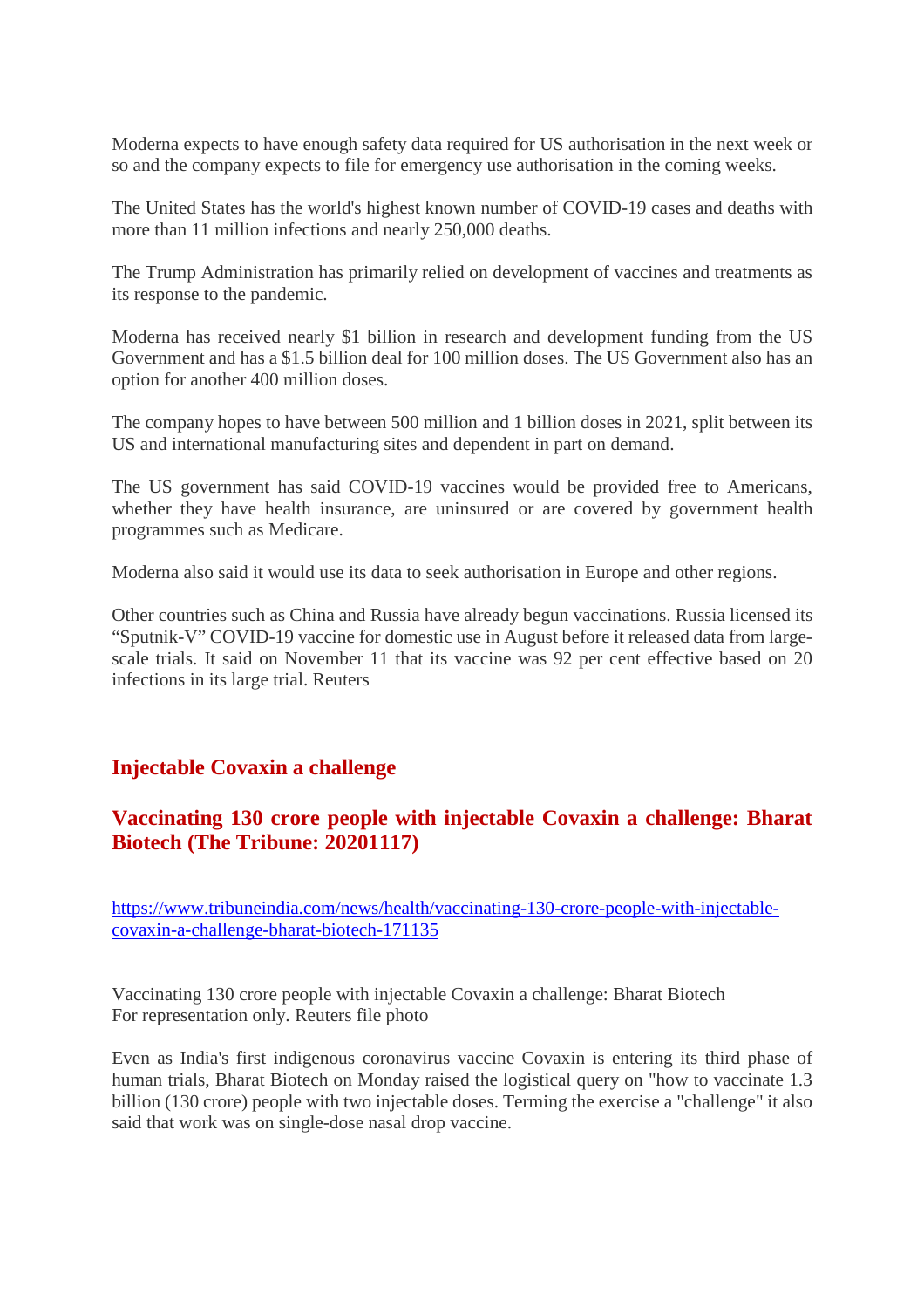Moderna expects to have enough safety data required for US authorisation in the next week or so and the company expects to file for emergency use authorisation in the coming weeks.

The United States has the world's highest known number of COVID-19 cases and deaths with more than 11 million infections and nearly 250,000 deaths.

The Trump Administration has primarily relied on development of vaccines and treatments as its response to the pandemic.

Moderna has received nearly $1 billion in research and development funding from the US Government and has a $1.5 billion deal for 100 million doses. The US Government also has an option for another 400 million doses.

The company hopes to have between 500 million and 1 billion doses in 2021, split between its US and international manufacturing sites and dependent in part on demand.

The US government has said COVID-19 vaccines would be provided free to Americans, whether they have health insurance, are uninsured or are covered by government health programmes such as Medicare.

Moderna also said it would use its data to seek authorisation in Europe and other regions.

Other countries such as China and Russia have already begun vaccinations. Russia licensed its "Sputnik-V" COVID-19 vaccine for domestic use in August before it released data from large-scale trials. It said on November 11 that its vaccine was 92 per cent effective based on 20 infections in its large trial. Reuters

## Injectable Covaxin a challenge

## Vaccinating 130 crore people with injectable Covaxin a challenge: Bharat Biotech (The Tribune: 20201117)

https://www.tribuneindia.com/news/health/vaccinating-130-crore-people-with-injectable-covaxin-a-challenge-bharat-biotech-171135

Vaccinating 130 crore people with injectable Covaxin a challenge: Bharat Biotech
For representation only. Reuters file photo

Even as India's first indigenous coronavirus vaccine Covaxin is entering its third phase of human trials, Bharat Biotech on Monday raised the logistical query on "how to vaccinate 1.3 billion (130 crore) people with two injectable doses. Terming the exercise a "challenge" it also said that work was on single-dose nasal drop vaccine.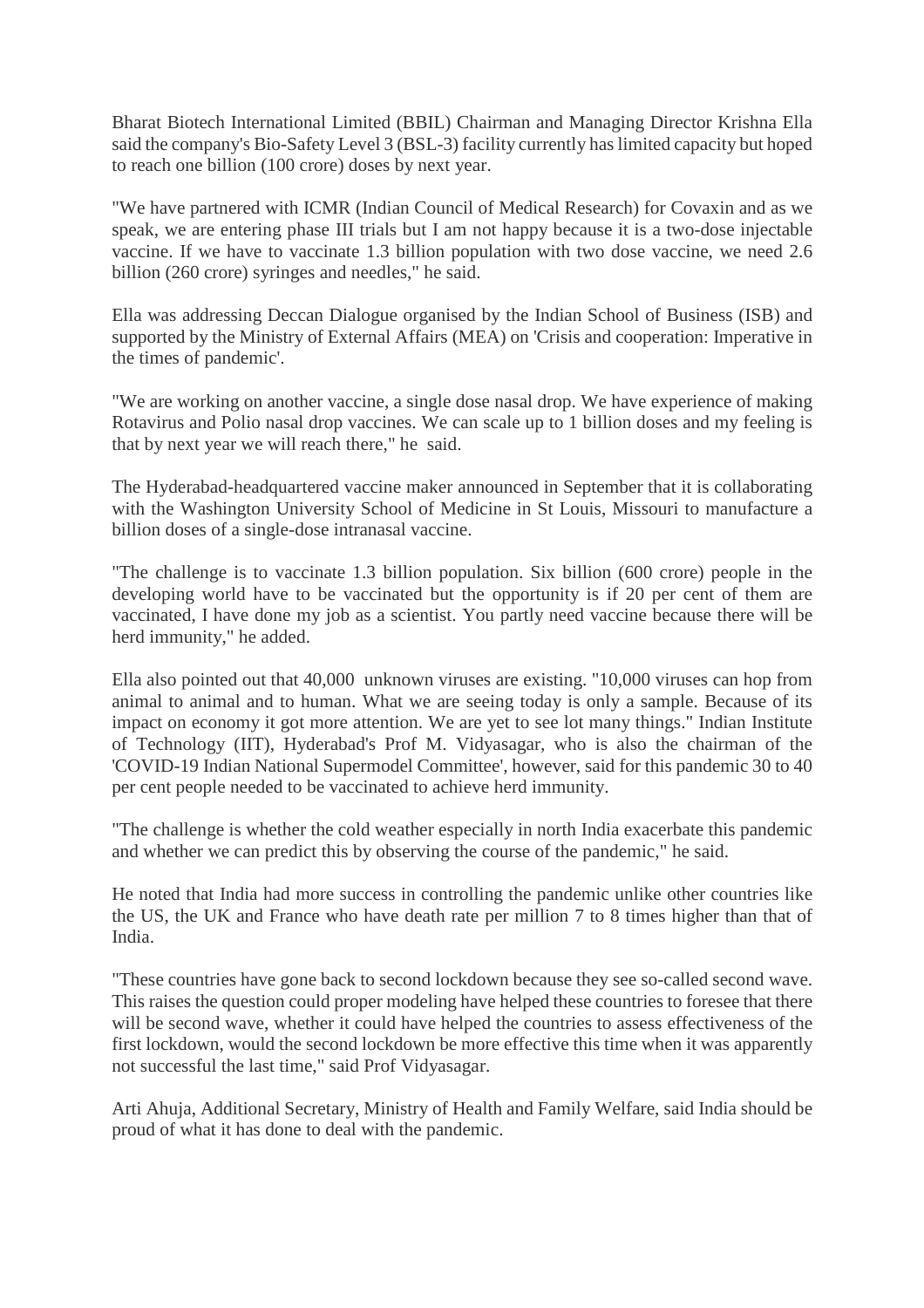Bharat Biotech International Limited (BBIL) Chairman and Managing Director Krishna Ella said the company's Bio-Safety Level 3 (BSL-3) facility currently has limited capacity but hoped to reach one billion (100 crore) doses by next year.

"We have partnered with ICMR (Indian Council of Medical Research) for Covaxin and as we speak, we are entering phase III trials but I am not happy because it is a two-dose injectable vaccine. If we have to vaccinate 1.3 billion population with two dose vaccine, we need 2.6 billion (260 crore) syringes and needles," he said.

Ella was addressing Deccan Dialogue organised by the Indian School of Business (ISB) and supported by the Ministry of External Affairs (MEA) on 'Crisis and cooperation: Imperative in the times of pandemic'.

"We are working on another vaccine, a single dose nasal drop. We have experience of making Rotavirus and Polio nasal drop vaccines. We can scale up to 1 billion doses and my feeling is that by next year we will reach there," he said.

The Hyderabad-headquartered vaccine maker announced in September that it is collaborating with the Washington University School of Medicine in St Louis, Missouri to manufacture a billion doses of a single-dose intranasal vaccine.

"The challenge is to vaccinate 1.3 billion population. Six billion (600 crore) people in the developing world have to be vaccinated but the opportunity is if 20 per cent of them are vaccinated, I have done my job as a scientist. You partly need vaccine because there will be herd immunity," he added.

Ella also pointed out that 40,000 unknown viruses are existing. "10,000 viruses can hop from animal to animal and to human. What we are seeing today is only a sample. Because of its impact on economy it got more attention. We are yet to see lot many things." Indian Institute of Technology (IIT), Hyderabad's Prof M. Vidyasagar, who is also the chairman of the 'COVID-19 Indian National Supermodel Committee', however, said for this pandemic 30 to 40 per cent people needed to be vaccinated to achieve herd immunity.

"The challenge is whether the cold weather especially in north India exacerbate this pandemic and whether we can predict this by observing the course of the pandemic," he said.

He noted that India had more success in controlling the pandemic unlike other countries like the US, the UK and France who have death rate per million 7 to 8 times higher than that of India.

"These countries have gone back to second lockdown because they see so-called second wave. This raises the question could proper modeling have helped these countries to foresee that there will be second wave, whether it could have helped the countries to assess effectiveness of the first lockdown, would the second lockdown be more effective this time when it was apparently not successful the last time," said Prof Vidyasagar.

Arti Ahuja, Additional Secretary, Ministry of Health and Family Welfare, said India should be proud of what it has done to deal with the pandemic.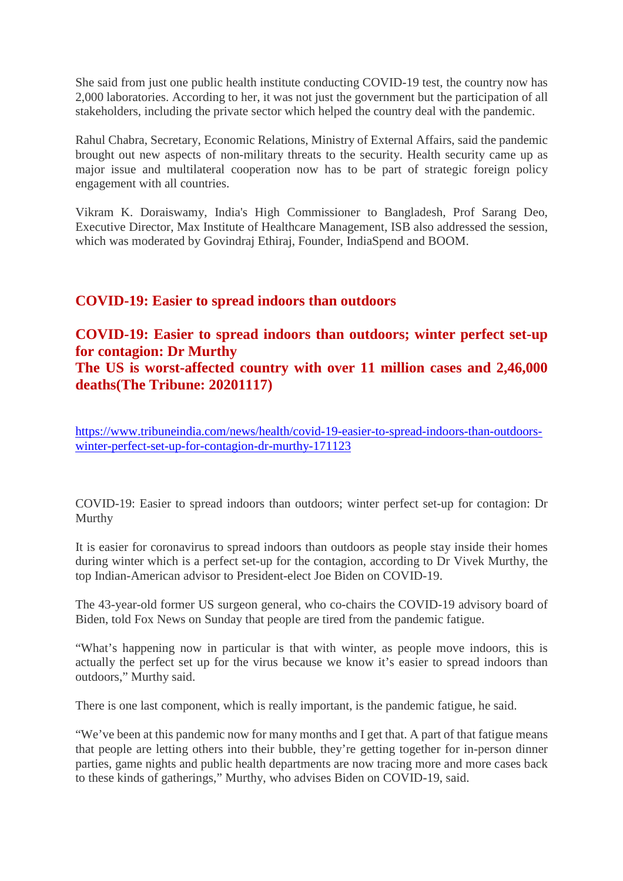She said from just one public health institute conducting COVID-19 test, the country now has 2,000 laboratories. According to her, it was not just the government but the participation of all stakeholders, including the private sector which helped the country deal with the pandemic.

Rahul Chabra, Secretary, Economic Relations, Ministry of External Affairs, said the pandemic brought out new aspects of non-military threats to the security. Health security came up as major issue and multilateral cooperation now has to be part of strategic foreign policy engagement with all countries.

Vikram K. Doraiswamy, India's High Commissioner to Bangladesh, Prof Sarang Deo, Executive Director, Max Institute of Healthcare Management, ISB also addressed the session, which was moderated by Govindraj Ethiraj, Founder, IndiaSpend and BOOM.

## COVID-19: Easier to spread indoors than outdoors

## COVID-19: Easier to spread indoors than outdoors; winter perfect set-up for contagion: Dr Murthy
## The US is worst-affected country with over 11 million cases and 2,46,000 deaths(The Tribune: 20201117)

https://www.tribuneindia.com/news/health/covid-19-easier-to-spread-indoors-than-outdoors-winter-perfect-set-up-for-contagion-dr-murthy-171123

COVID-19: Easier to spread indoors than outdoors; winter perfect set-up for contagion: Dr Murthy

It is easier for coronavirus to spread indoors than outdoors as people stay inside their homes during winter which is a perfect set-up for the contagion, according to Dr Vivek Murthy, the top Indian-American advisor to President-elect Joe Biden on COVID-19.

The 43-year-old former US surgeon general, who co-chairs the COVID-19 advisory board of Biden, told Fox News on Sunday that people are tired from the pandemic fatigue.

"What's happening now in particular is that with winter, as people move indoors, this is actually the perfect set up for the virus because we know it's easier to spread indoors than outdoors," Murthy said.

There is one last component, which is really important, is the pandemic fatigue, he said.

"We've been at this pandemic now for many months and I get that. A part of that fatigue means that people are letting others into their bubble, they're getting together for in-person dinner parties, game nights and public health departments are now tracing more and more cases back to these kinds of gatherings," Murthy, who advises Biden on COVID-19, said.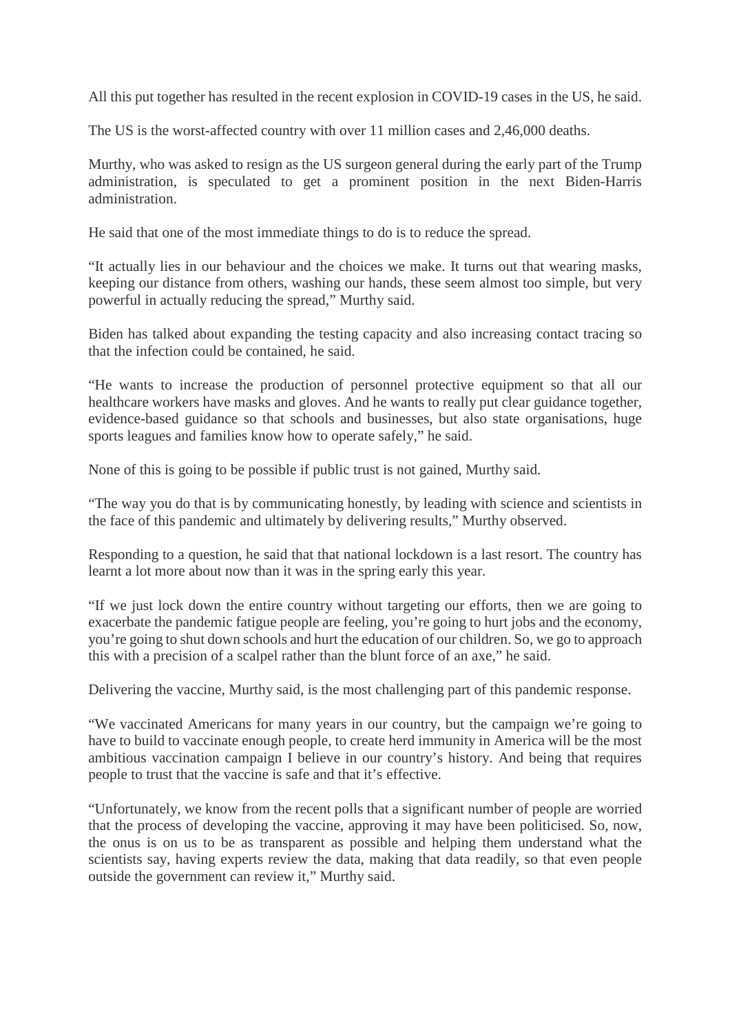All this put together has resulted in the recent explosion in COVID-19 cases in the US, he said.

The US is the worst-affected country with over 11 million cases and 2,46,000 deaths.

Murthy, who was asked to resign as the US surgeon general during the early part of the Trump administration, is speculated to get a prominent position in the next Biden-Harris administration.

He said that one of the most immediate things to do is to reduce the spread.

"It actually lies in our behaviour and the choices we make. It turns out that wearing masks, keeping our distance from others, washing our hands, these seem almost too simple, but very powerful in actually reducing the spread," Murthy said.

Biden has talked about expanding the testing capacity and also increasing contact tracing so that the infection could be contained, he said.

"He wants to increase the production of personnel protective equipment so that all our healthcare workers have masks and gloves. And he wants to really put clear guidance together, evidence-based guidance so that schools and businesses, but also state organisations, huge sports leagues and families know how to operate safely," he said.

None of this is going to be possible if public trust is not gained, Murthy said.

"The way you do that is by communicating honestly, by leading with science and scientists in the face of this pandemic and ultimately by delivering results," Murthy observed.

Responding to a question, he said that that national lockdown is a last resort. The country has learnt a lot more about now than it was in the spring early this year.

"If we just lock down the entire country without targeting our efforts, then we are going to exacerbate the pandemic fatigue people are feeling, you're going to hurt jobs and the economy, you're going to shut down schools and hurt the education of our children. So, we go to approach this with a precision of a scalpel rather than the blunt force of an axe," he said.

Delivering the vaccine, Murthy said, is the most challenging part of this pandemic response.

"We vaccinated Americans for many years in our country, but the campaign we're going to have to build to vaccinate enough people, to create herd immunity in America will be the most ambitious vaccination campaign I believe in our country's history. And being that requires people to trust that the vaccine is safe and that it's effective.

"Unfortunately, we know from the recent polls that a significant number of people are worried that the process of developing the vaccine, approving it may have been politicised. So, now, the onus is on us to be as transparent as possible and helping them understand what the scientists say, having experts review the data, making that data readily, so that even people outside the government can review it," Murthy said.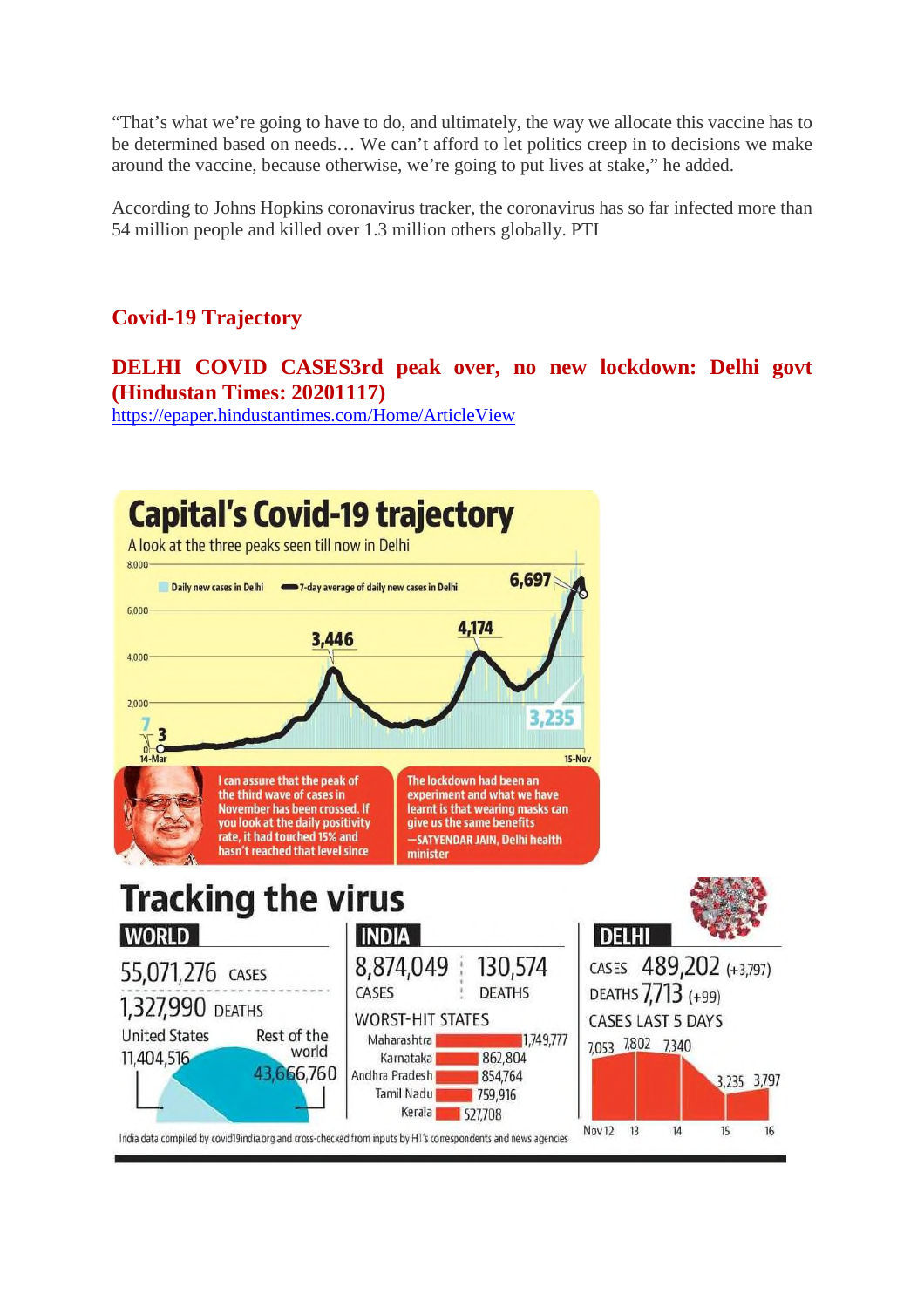"That's what we're going to have to do, and ultimately, the way we allocate this vaccine has to be determined based on needs… We can't afford to let politics creep in to decisions we make around the vaccine, because otherwise, we're going to put lives at stake," he added.

According to Johns Hopkins coronavirus tracker, the coronavirus has so far infected more than 54 million people and killed over 1.3 million others globally. PTI

## Covid-19 Trajectory

## DELHI COVID CASES3rd peak over, no new lockdown: Delhi govt (Hindustan Times: 20201117)

https://epaper.hindustantimes.com/Home/ArticleView

# Capital's Covid-19 trajectory

A look at the three peaks seen till now in Delhi

Daily new cases in Delhi — 7-day average of daily new cases in Delhi

8,000 / 6,000 / 4,000 / 2,000 / 0

7, 3 (14-Mar) — 3,446 — 4,174 — 3,235 — 6,697 (15-Nov)

I can assure that the peak of the third wave of cases in November has been crossed. If you look at the daily positivity rate, it had touched 15% and hasn't reached that level since

The lockdown had been an experiment and what we have learnt is that wearing masks can give us the same benefits —SATYENDAR JAIN, Delhi health minister

# Tracking the virus

**WORLD**

55,071,276 CASES

1,327,990 DEATHS

United States 11,404,516 — Rest of the world 43,666,760

**INDIA**

8,874,049 CASES — 130,574 DEATHS

WORST-HIT STATES

| State | Cases |
|---|---|
| Maharashtra | 1,749,777 |
| Karnataka | 862,804 |
| Andhra Pradesh | 854,764 |
| Tamil Nadu | 759,916 |
| Kerala | 527,708 |

**DELHI**

CASES 489,202 (+3,797)

DEATHS 7,713 (+99)

CASES LAST 5 DAYS

| Nov 12 | 13 | 14 | 15 | 16 |
|---|---|---|---|---|
| 7,053 | 7,802 | 7,340 | 3,235 | 3,797 |

India data compiled by covid19india.org and cross-checked from inputs by HT's correspondents and news agencies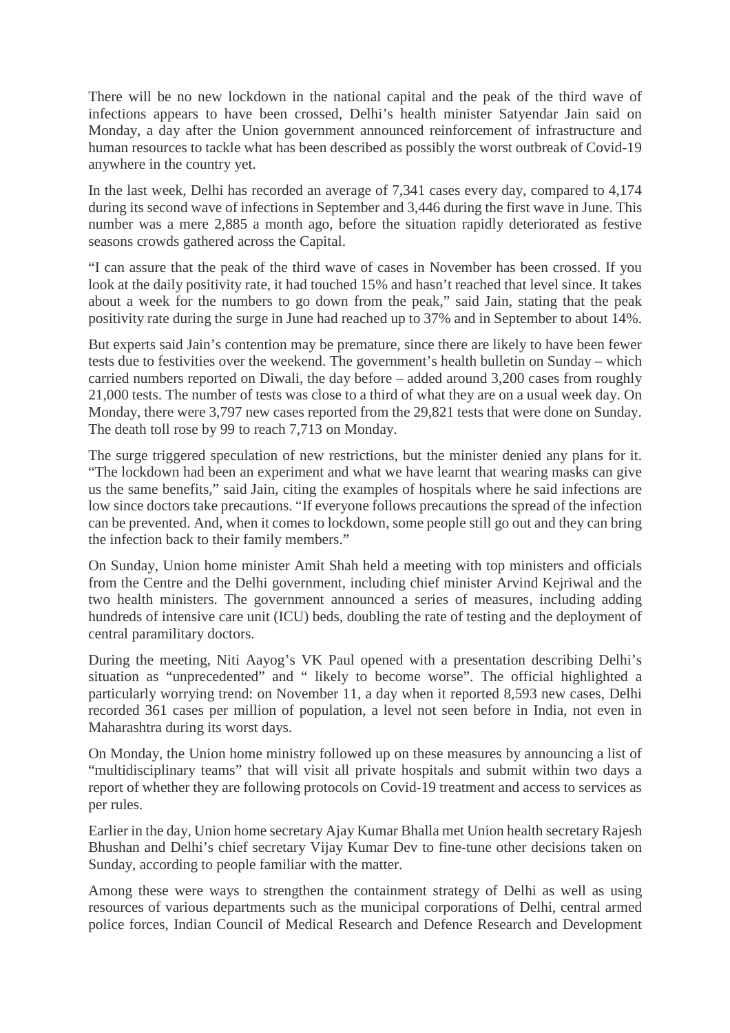There will be no new lockdown in the national capital and the peak of the third wave of infections appears to have been crossed, Delhi's health minister Satyendar Jain said on Monday, a day after the Union government announced reinforcement of infrastructure and human resources to tackle what has been described as possibly the worst outbreak of Covid-19 anywhere in the country yet.

In the last week, Delhi has recorded an average of 7,341 cases every day, compared to 4,174 during its second wave of infections in September and 3,446 during the first wave in June. This number was a mere 2,885 a month ago, before the situation rapidly deteriorated as festive seasons crowds gathered across the Capital.

"I can assure that the peak of the third wave of cases in November has been crossed. If you look at the daily positivity rate, it had touched 15% and hasn't reached that level since. It takes about a week for the numbers to go down from the peak," said Jain, stating that the peak positivity rate during the surge in June had reached up to 37% and in September to about 14%.

But experts said Jain's contention may be premature, since there are likely to have been fewer tests due to festivities over the weekend. The government's health bulletin on Sunday – which carried numbers reported on Diwali, the day before – added around 3,200 cases from roughly 21,000 tests. The number of tests was close to a third of what they are on a usual week day. On Monday, there were 3,797 new cases reported from the 29,821 tests that were done on Sunday. The death toll rose by 99 to reach 7,713 on Monday.

The surge triggered speculation of new restrictions, but the minister denied any plans for it. "The lockdown had been an experiment and what we have learnt that wearing masks can give us the same benefits," said Jain, citing the examples of hospitals where he said infections are low since doctors take precautions. "If everyone follows precautions the spread of the infection can be prevented. And, when it comes to lockdown, some people still go out and they can bring the infection back to their family members."

On Sunday, Union home minister Amit Shah held a meeting with top ministers and officials from the Centre and the Delhi government, including chief minister Arvind Kejriwal and the two health ministers. The government announced a series of measures, including adding hundreds of intensive care unit (ICU) beds, doubling the rate of testing and the deployment of central paramilitary doctors.

During the meeting, Niti Aayog's VK Paul opened with a presentation describing Delhi's situation as "unprecedented" and " likely to become worse". The official highlighted a particularly worrying trend: on November 11, a day when it reported 8,593 new cases, Delhi recorded 361 cases per million of population, a level not seen before in India, not even in Maharashtra during its worst days.

On Monday, the Union home ministry followed up on these measures by announcing a list of "multidisciplinary teams" that will visit all private hospitals and submit within two days a report of whether they are following protocols on Covid-19 treatment and access to services as per rules.

Earlier in the day, Union home secretary Ajay Kumar Bhalla met Union health secretary Rajesh Bhushan and Delhi's chief secretary Vijay Kumar Dev to fine-tune other decisions taken on Sunday, according to people familiar with the matter.

Among these were ways to strengthen the containment strategy of Delhi as well as using resources of various departments such as the municipal corporations of Delhi, central armed police forces, Indian Council of Medical Research and Defence Research and Development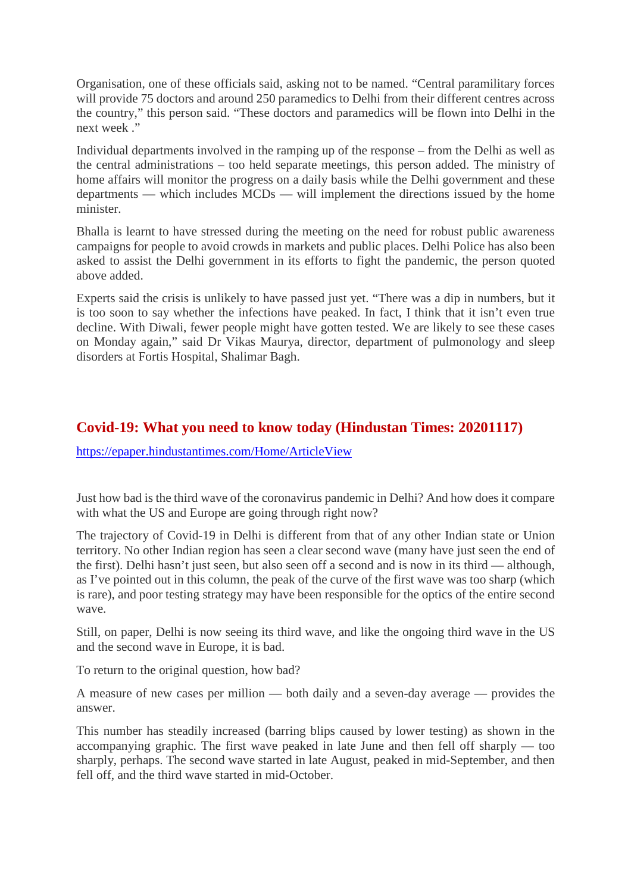Organisation, one of these officials said, asking not to be named. “Central paramilitary forces will provide 75 doctors and around 250 paramedics to Delhi from their different centres across the country,” this person said. “These doctors and paramedics will be flown into Delhi in the next week .”

Individual departments involved in the ramping up of the response – from the Delhi as well as the central administrations – too held separate meetings, this person added. The ministry of home affairs will monitor the progress on a daily basis while the Delhi government and these departments — which includes MCDs — will implement the directions issued by the home minister.

Bhalla is learnt to have stressed during the meeting on the need for robust public awareness campaigns for people to avoid crowds in markets and public places. Delhi Police has also been asked to assist the Delhi government in its efforts to fight the pandemic, the person quoted above added.

Experts said the crisis is unlikely to have passed just yet. “There was a dip in numbers, but it is too soon to say whether the infections have peaked. In fact, I think that it isn’t even true decline. With Diwali, fewer people might have gotten tested. We are likely to see these cases on Monday again,” said Dr Vikas Maurya, director, department of pulmonology and sleep disorders at Fortis Hospital, Shalimar Bagh.

## Covid-19: What you need to know today (Hindustan Times: 20201117)

https://epaper.hindustantimes.com/Home/ArticleView

Just how bad is the third wave of the coronavirus pandemic in Delhi? And how does it compare with what the US and Europe are going through right now?

The trajectory of Covid-19 in Delhi is different from that of any other Indian state or Union territory. No other Indian region has seen a clear second wave (many have just seen the end of the first). Delhi hasn’t just seen, but also seen off a second and is now in its third — although, as I’ve pointed out in this column, the peak of the curve of the first wave was too sharp (which is rare), and poor testing strategy may have been responsible for the optics of the entire second wave.

Still, on paper, Delhi is now seeing its third wave, and like the ongoing third wave in the US and the second wave in Europe, it is bad.

To return to the original question, how bad?

A measure of new cases per million — both daily and a seven-day average — provides the answer.

This number has steadily increased (barring blips caused by lower testing) as shown in the accompanying graphic. The first wave peaked in late June and then fell off sharply — too sharply, perhaps. The second wave started in late August, peaked in mid-September, and then fell off, and the third wave started in mid-October.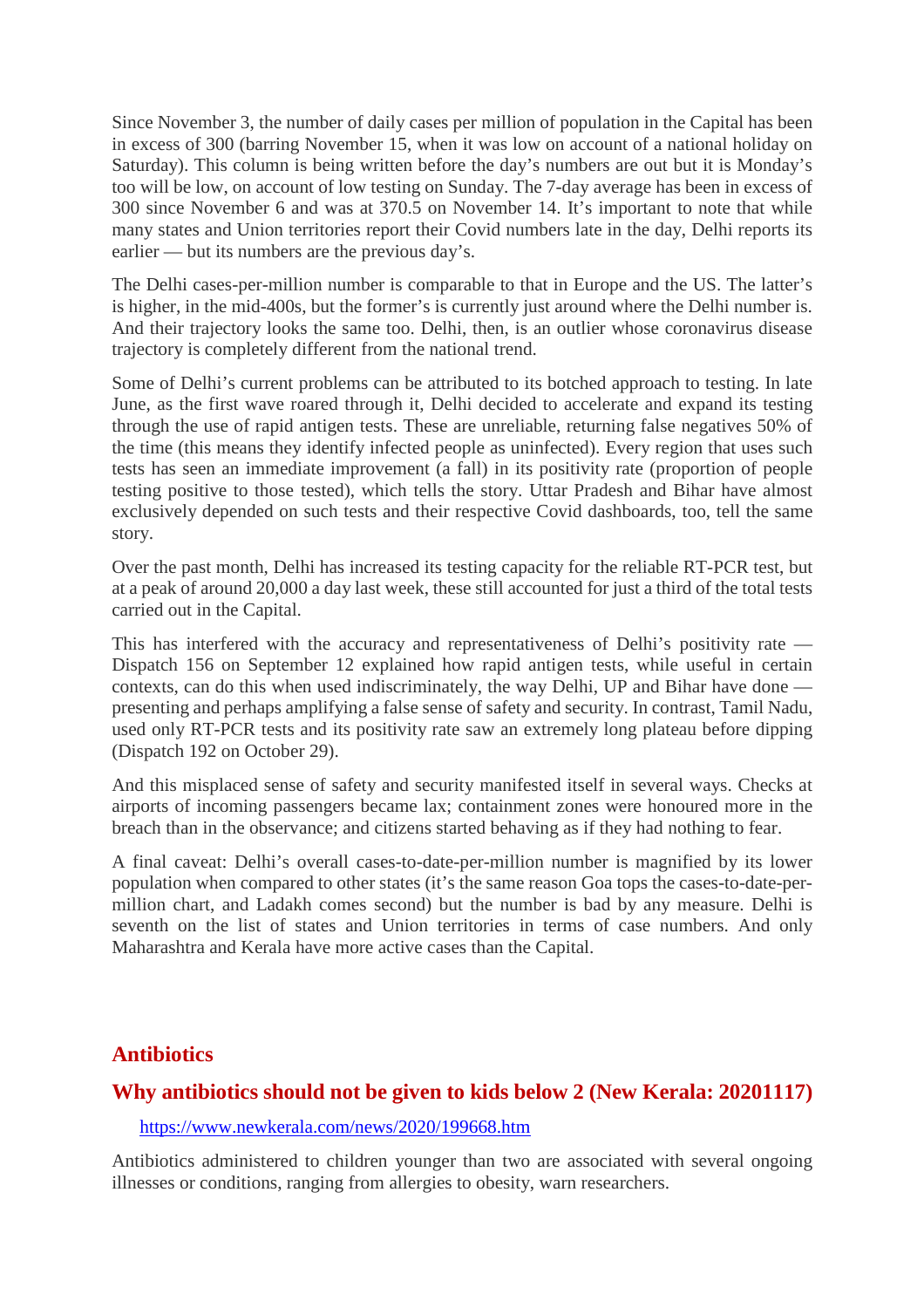Since November 3, the number of daily cases per million of population in the Capital has been in excess of 300 (barring November 15, when it was low on account of a national holiday on Saturday). This column is being written before the day's numbers are out but it is Monday's too will be low, on account of low testing on Sunday. The 7-day average has been in excess of 300 since November 6 and was at 370.5 on November 14. It's important to note that while many states and Union territories report their Covid numbers late in the day, Delhi reports its earlier — but its numbers are the previous day's.

The Delhi cases-per-million number is comparable to that in Europe and the US. The latter's is higher, in the mid-400s, but the former's is currently just around where the Delhi number is. And their trajectory looks the same too. Delhi, then, is an outlier whose coronavirus disease trajectory is completely different from the national trend.

Some of Delhi's current problems can be attributed to its botched approach to testing. In late June, as the first wave roared through it, Delhi decided to accelerate and expand its testing through the use of rapid antigen tests. These are unreliable, returning false negatives 50% of the time (this means they identify infected people as uninfected). Every region that uses such tests has seen an immediate improvement (a fall) in its positivity rate (proportion of people testing positive to those tested), which tells the story. Uttar Pradesh and Bihar have almost exclusively depended on such tests and their respective Covid dashboards, too, tell the same story.

Over the past month, Delhi has increased its testing capacity for the reliable RT-PCR test, but at a peak of around 20,000 a day last week, these still accounted for just a third of the total tests carried out in the Capital.

This has interfered with the accuracy and representativeness of Delhi's positivity rate — Dispatch 156 on September 12 explained how rapid antigen tests, while useful in certain contexts, can do this when used indiscriminately, the way Delhi, UP and Bihar have done — presenting and perhaps amplifying a false sense of safety and security. In contrast, Tamil Nadu, used only RT-PCR tests and its positivity rate saw an extremely long plateau before dipping (Dispatch 192 on October 29).

And this misplaced sense of safety and security manifested itself in several ways. Checks at airports of incoming passengers became lax; containment zones were honoured more in the breach than in the observance; and citizens started behaving as if they had nothing to fear.

A final caveat: Delhi's overall cases-to-date-per-million number is magnified by its lower population when compared to other states (it's the same reason Goa tops the cases-to-date-per-million chart, and Ladakh comes second) but the number is bad by any measure. Delhi is seventh on the list of states and Union territories in terms of case numbers. And only Maharashtra and Kerala have more active cases than the Capital.

## Antibiotics

### Why antibiotics should not be given to kids below 2 (New Kerala: 20201117)

https://www.newkerala.com/news/2020/199668.htm

Antibiotics administered to children younger than two are associated with several ongoing illnesses or conditions, ranging from allergies to obesity, warn researchers.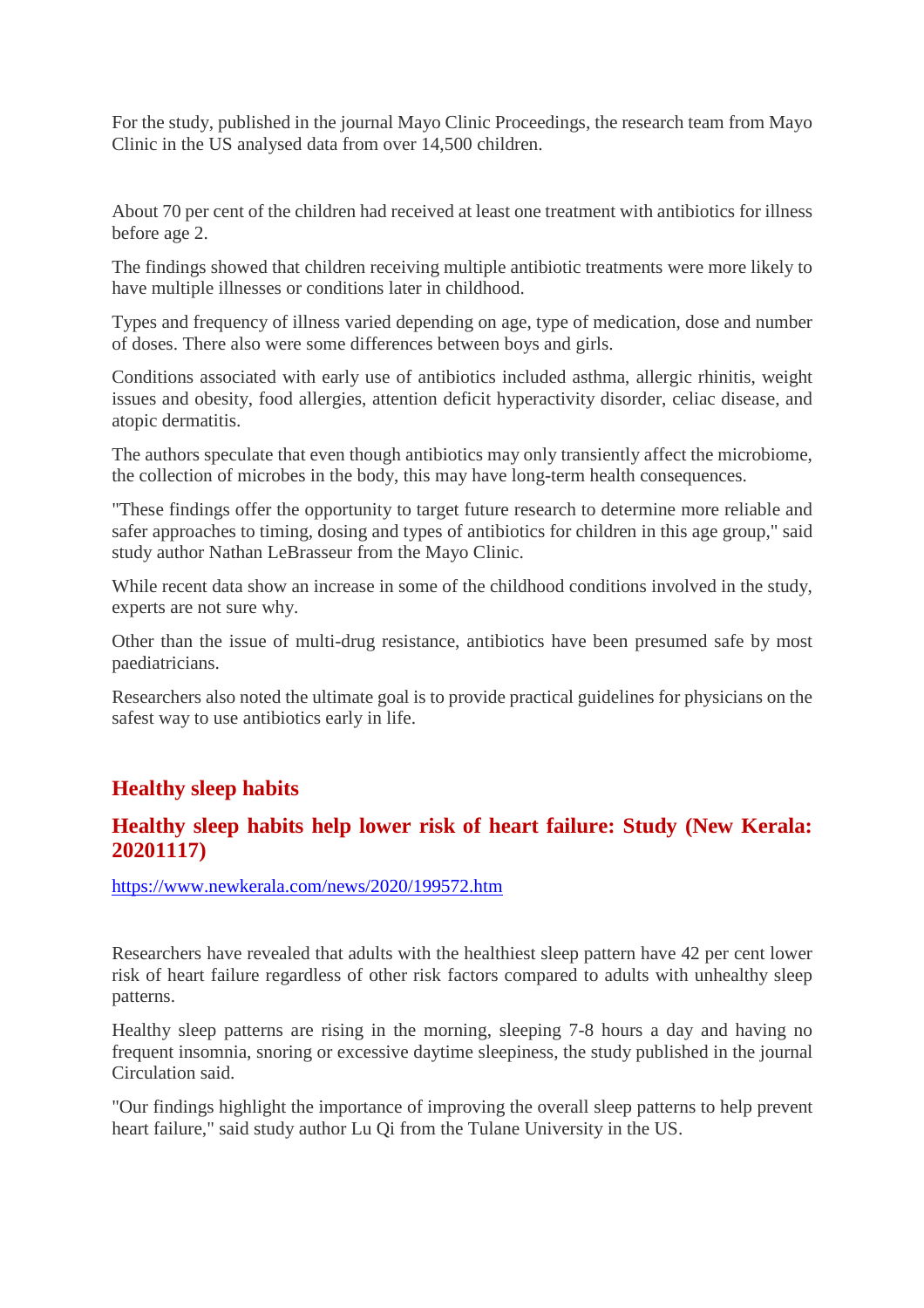For the study, published in the journal Mayo Clinic Proceedings, the research team from Mayo Clinic in the US analysed data from over 14,500 children.

About 70 per cent of the children had received at least one treatment with antibiotics for illness before age 2.

The findings showed that children receiving multiple antibiotic treatments were more likely to have multiple illnesses or conditions later in childhood.

Types and frequency of illness varied depending on age, type of medication, dose and number of doses. There also were some differences between boys and girls.

Conditions associated with early use of antibiotics included asthma, allergic rhinitis, weight issues and obesity, food allergies, attention deficit hyperactivity disorder, celiac disease, and atopic dermatitis.

The authors speculate that even though antibiotics may only transiently affect the microbiome, the collection of microbes in the body, this may have long-term health consequences.

"These findings offer the opportunity to target future research to determine more reliable and safer approaches to timing, dosing and types of antibiotics for children in this age group," said study author Nathan LeBrasseur from the Mayo Clinic.

While recent data show an increase in some of the childhood conditions involved in the study, experts are not sure why.

Other than the issue of multi-drug resistance, antibiotics have been presumed safe by most paediatricians.

Researchers also noted the ultimate goal is to provide practical guidelines for physicians on the safest way to use antibiotics early in life.

## Healthy sleep habits

### Healthy sleep habits help lower risk of heart failure: Study (New Kerala: 20201117)

https://www.newkerala.com/news/2020/199572.htm

Researchers have revealed that adults with the healthiest sleep pattern have 42 per cent lower risk of heart failure regardless of other risk factors compared to adults with unhealthy sleep patterns.

Healthy sleep patterns are rising in the morning, sleeping 7-8 hours a day and having no frequent insomnia, snoring or excessive daytime sleepiness, the study published in the journal Circulation said.

"Our findings highlight the importance of improving the overall sleep patterns to help prevent heart failure," said study author Lu Qi from the Tulane University in the US.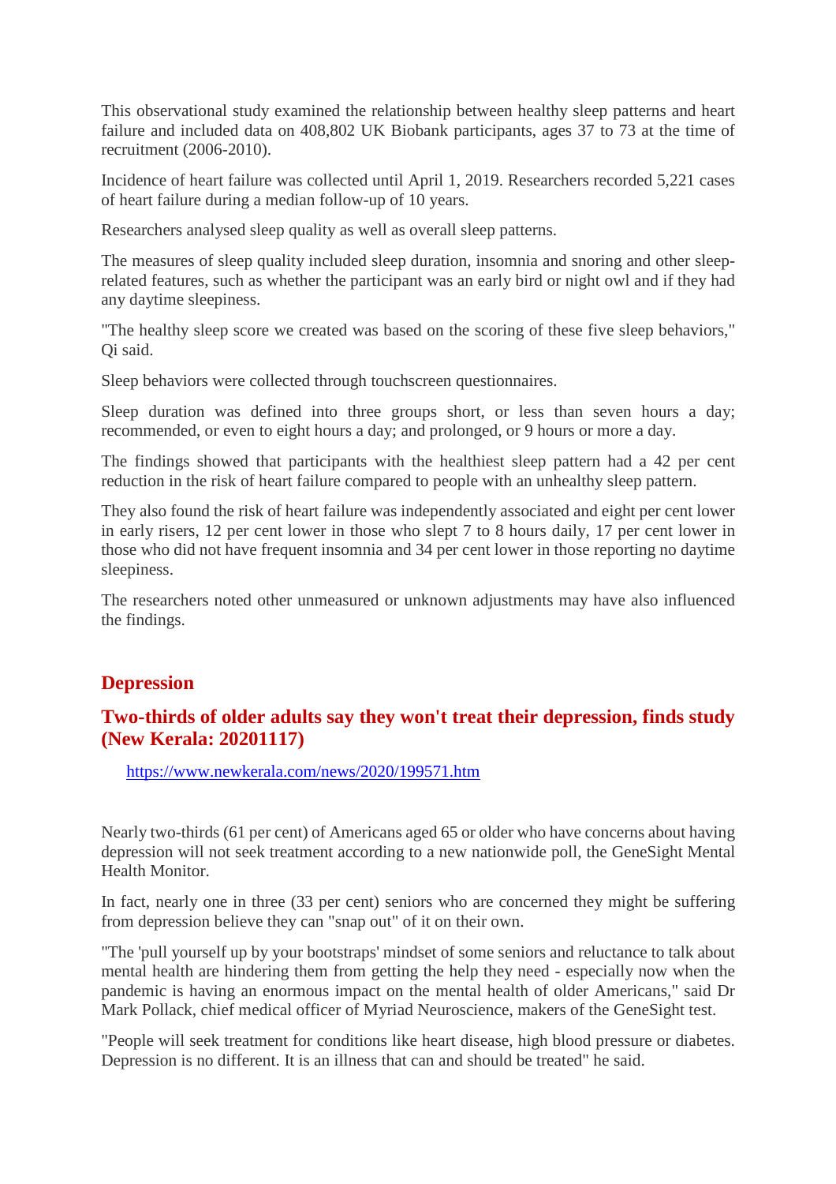This observational study examined the relationship between healthy sleep patterns and heart failure and included data on 408,802 UK Biobank participants, ages 37 to 73 at the time of recruitment (2006-2010).

Incidence of heart failure was collected until April 1, 2019. Researchers recorded 5,221 cases of heart failure during a median follow-up of 10 years.

Researchers analysed sleep quality as well as overall sleep patterns.

The measures of sleep quality included sleep duration, insomnia and snoring and other sleep-related features, such as whether the participant was an early bird or night owl and if they had any daytime sleepiness.

"The healthy sleep score we created was based on the scoring of these five sleep behaviors," Qi said.

Sleep behaviors were collected through touchscreen questionnaires.

Sleep duration was defined into three groups short, or less than seven hours a day; recommended, or even to eight hours a day; and prolonged, or 9 hours or more a day.

The findings showed that participants with the healthiest sleep pattern had a 42 per cent reduction in the risk of heart failure compared to people with an unhealthy sleep pattern.

They also found the risk of heart failure was independently associated and eight per cent lower in early risers, 12 per cent lower in those who slept 7 to 8 hours daily, 17 per cent lower in those who did not have frequent insomnia and 34 per cent lower in those reporting no daytime sleepiness.

The researchers noted other unmeasured or unknown adjustments may have also influenced the findings.

## Depression

### Two-thirds of older adults say they won't treat their depression, finds study (New Kerala: 20201117)

https://www.newkerala.com/news/2020/199571.htm

Nearly two-thirds (61 per cent) of Americans aged 65 or older who have concerns about having depression will not seek treatment according to a new nationwide poll, the GeneSight Mental Health Monitor.

In fact, nearly one in three (33 per cent) seniors who are concerned they might be suffering from depression believe they can "snap out" of it on their own.

"The 'pull yourself up by your bootstraps' mindset of some seniors and reluctance to talk about mental health are hindering them from getting the help they need - especially now when the pandemic is having an enormous impact on the mental health of older Americans," said Dr Mark Pollack, chief medical officer of Myriad Neuroscience, makers of the GeneSight test.

"People will seek treatment for conditions like heart disease, high blood pressure or diabetes. Depression is no different. It is an illness that can and should be treated" he said.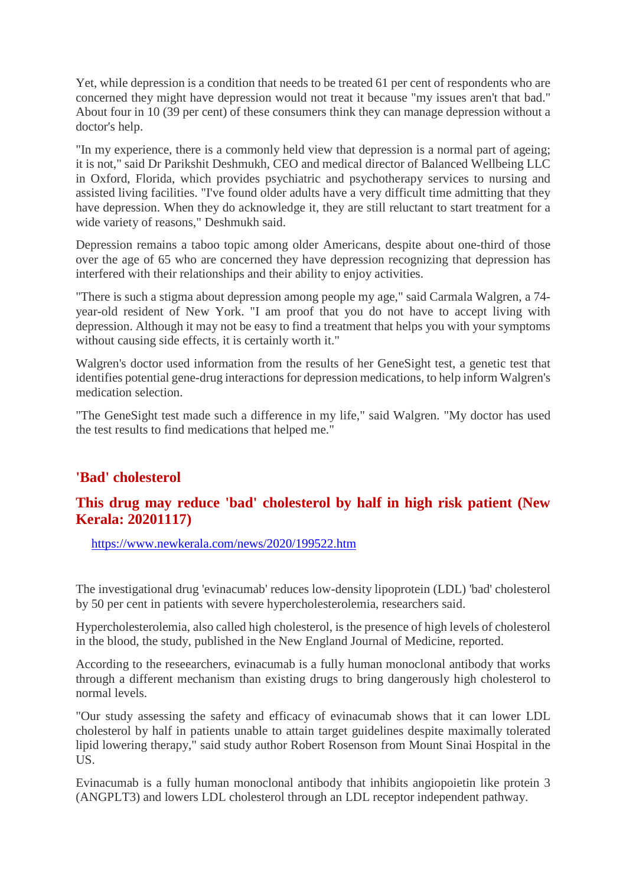Yet, while depression is a condition that needs to be treated 61 per cent of respondents who are concerned they might have depression would not treat it because "my issues aren't that bad." About four in 10 (39 per cent) of these consumers think they can manage depression without a doctor's help.

"In my experience, there is a commonly held view that depression is a normal part of ageing; it is not," said Dr Parikshit Deshmukh, CEO and medical director of Balanced Wellbeing LLC in Oxford, Florida, which provides psychiatric and psychotherapy services to nursing and assisted living facilities. "I've found older adults have a very difficult time admitting that they have depression. When they do acknowledge it, they are still reluctant to start treatment for a wide variety of reasons," Deshmukh said.

Depression remains a taboo topic among older Americans, despite about one-third of those over the age of 65 who are concerned they have depression recognizing that depression has interfered with their relationships and their ability to enjoy activities.

"There is such a stigma about depression among people my age," said Carmala Walgren, a 74-year-old resident of New York. "I am proof that you do not have to accept living with depression. Although it may not be easy to find a treatment that helps you with your symptoms without causing side effects, it is certainly worth it."

Walgren's doctor used information from the results of her GeneSight test, a genetic test that identifies potential gene-drug interactions for depression medications, to help inform Walgren's medication selection.

"The GeneSight test made such a difference in my life," said Walgren. "My doctor has used the test results to find medications that helped me."

## 'Bad' cholesterol

## This drug may reduce 'bad' cholesterol by half in high risk patient (New Kerala: 20201117)

https://www.newkerala.com/news/2020/199522.htm

The investigational drug 'evinacumab' reduces low-density lipoprotein (LDL) 'bad' cholesterol by 50 per cent in patients with severe hypercholesterolemia, researchers said.

Hypercholesterolemia, also called high cholesterol, is the presence of high levels of cholesterol in the blood, the study, published in the New England Journal of Medicine, reported.

According to the reseearchers, evinacumab is a fully human monoclonal antibody that works through a different mechanism than existing drugs to bring dangerously high cholesterol to normal levels.

"Our study assessing the safety and efficacy of evinacumab shows that it can lower LDL cholesterol by half in patients unable to attain target guidelines despite maximally tolerated lipid lowering therapy," said study author Robert Rosenson from Mount Sinai Hospital in the US.

Evinacumab is a fully human monoclonal antibody that inhibits angiopoietin like protein 3 (ANGPLT3) and lowers LDL cholesterol through an LDL receptor independent pathway.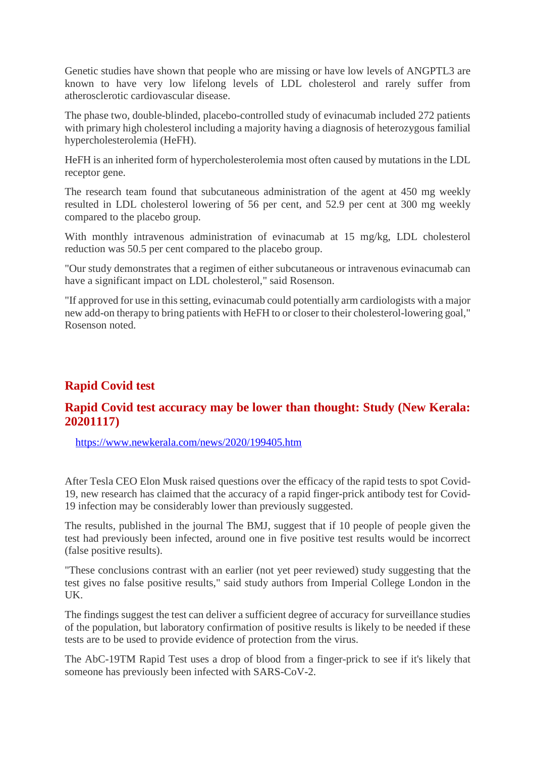Genetic studies have shown that people who are missing or have low levels of ANGPTL3 are known to have very low lifelong levels of LDL cholesterol and rarely suffer from atherosclerotic cardiovascular disease.

The phase two, double-blinded, placebo-controlled study of evinacumab included 272 patients with primary high cholesterol including a majority having a diagnosis of heterozygous familial hypercholesterolemia (HeFH).

HeFH is an inherited form of hypercholesterolemia most often caused by mutations in the LDL receptor gene.

The research team found that subcutaneous administration of the agent at 450 mg weekly resulted in LDL cholesterol lowering of 56 per cent, and 52.9 per cent at 300 mg weekly compared to the placebo group.

With monthly intravenous administration of evinacumab at 15 mg/kg, LDL cholesterol reduction was 50.5 per cent compared to the placebo group.

"Our study demonstrates that a regimen of either subcutaneous or intravenous evinacumab can have a significant impact on LDL cholesterol," said Rosenson.

"If approved for use in this setting, evinacumab could potentially arm cardiologists with a major new add-on therapy to bring patients with HeFH to or closer to their cholesterol-lowering goal," Rosenson noted.

## Rapid Covid test

## Rapid Covid test accuracy may be lower than thought: Study (New Kerala: 20201117)

https://www.newkerala.com/news/2020/199405.htm

After Tesla CEO Elon Musk raised questions over the efficacy of the rapid tests to spot Covid-19, new research has claimed that the accuracy of a rapid finger-prick antibody test for Covid-19 infection may be considerably lower than previously suggested.

The results, published in the journal The BMJ, suggest that if 10 people of people given the test had previously been infected, around one in five positive test results would be incorrect (false positive results).

"These conclusions contrast with an earlier (not yet peer reviewed) study suggesting that the test gives no false positive results," said study authors from Imperial College London in the UK.

The findings suggest the test can deliver a sufficient degree of accuracy for surveillance studies of the population, but laboratory confirmation of positive results is likely to be needed if these tests are to be used to provide evidence of protection from the virus.

The AbC-19TM Rapid Test uses a drop of blood from a finger-prick to see if it's likely that someone has previously been infected with SARS-CoV-2.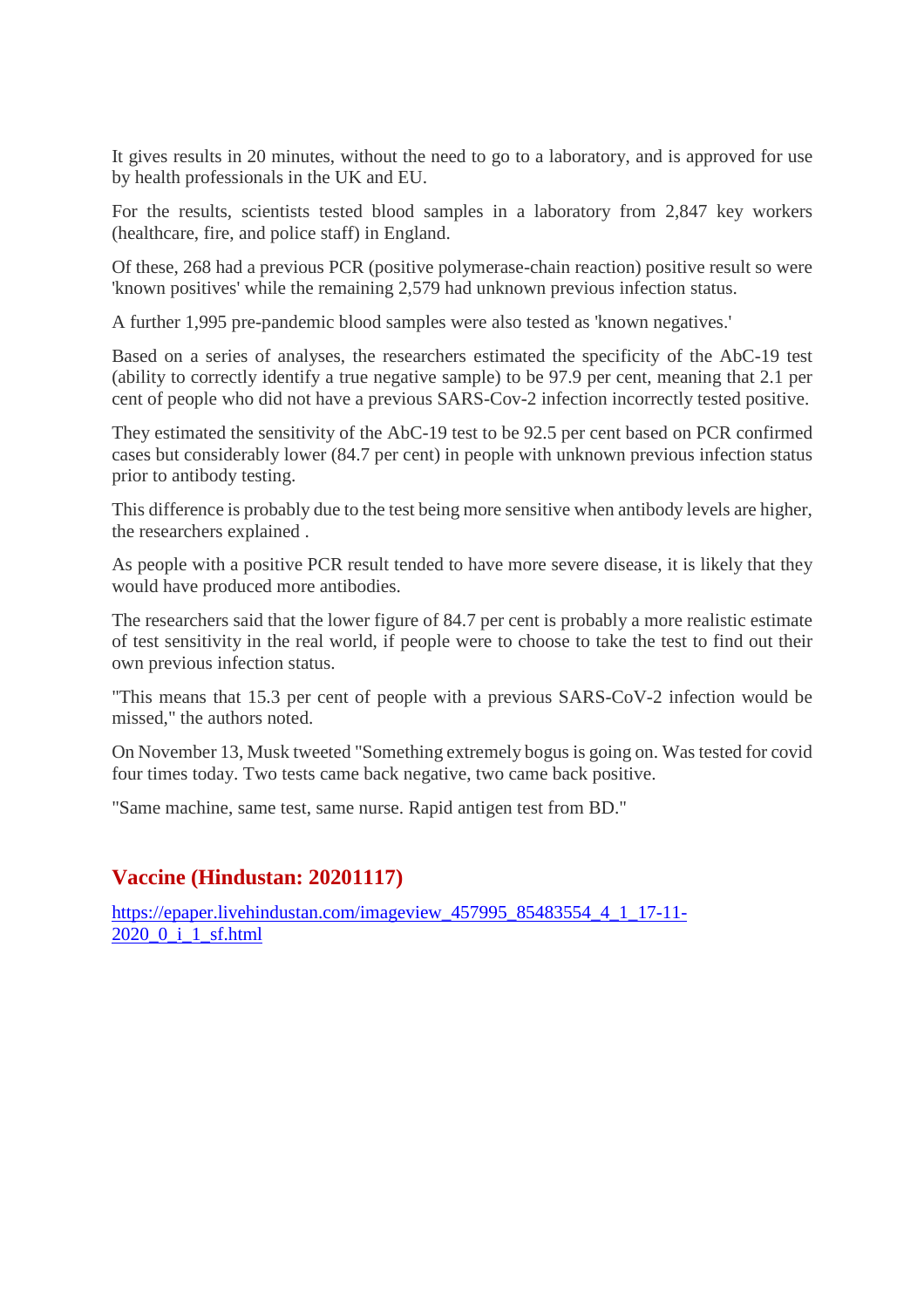It gives results in 20 minutes, without the need to go to a laboratory, and is approved for use by health professionals in the UK and EU.

For the results, scientists tested blood samples in a laboratory from 2,847 key workers (healthcare, fire, and police staff) in England.

Of these, 268 had a previous PCR (positive polymerase-chain reaction) positive result so were 'known positives' while the remaining 2,579 had unknown previous infection status.

A further 1,995 pre-pandemic blood samples were also tested as 'known negatives.'

Based on a series of analyses, the researchers estimated the specificity of the AbC-19 test (ability to correctly identify a true negative sample) to be 97.9 per cent, meaning that 2.1 per cent of people who did not have a previous SARS-Cov-2 infection incorrectly tested positive.

They estimated the sensitivity of the AbC-19 test to be 92.5 per cent based on PCR confirmed cases but considerably lower (84.7 per cent) in people with unknown previous infection status prior to antibody testing.

This difference is probably due to the test being more sensitive when antibody levels are higher, the researchers explained .

As people with a positive PCR result tended to have more severe disease, it is likely that they would have produced more antibodies.

The researchers said that the lower figure of 84.7 per cent is probably a more realistic estimate of test sensitivity in the real world, if people were to choose to take the test to find out their own previous infection status.

"This means that 15.3 per cent of people with a previous SARS-CoV-2 infection would be missed," the authors noted.

On November 13, Musk tweeted "Something extremely bogus is going on. Was tested for covid four times today. Two tests came back negative, two came back positive.

"Same machine, same test, same nurse. Rapid antigen test from BD."

## Vaccine (Hindustan: 20201117)

https://epaper.livehindustan.com/imageview_457995_85483554_4_1_17-11-2020_0_i_1_sf.html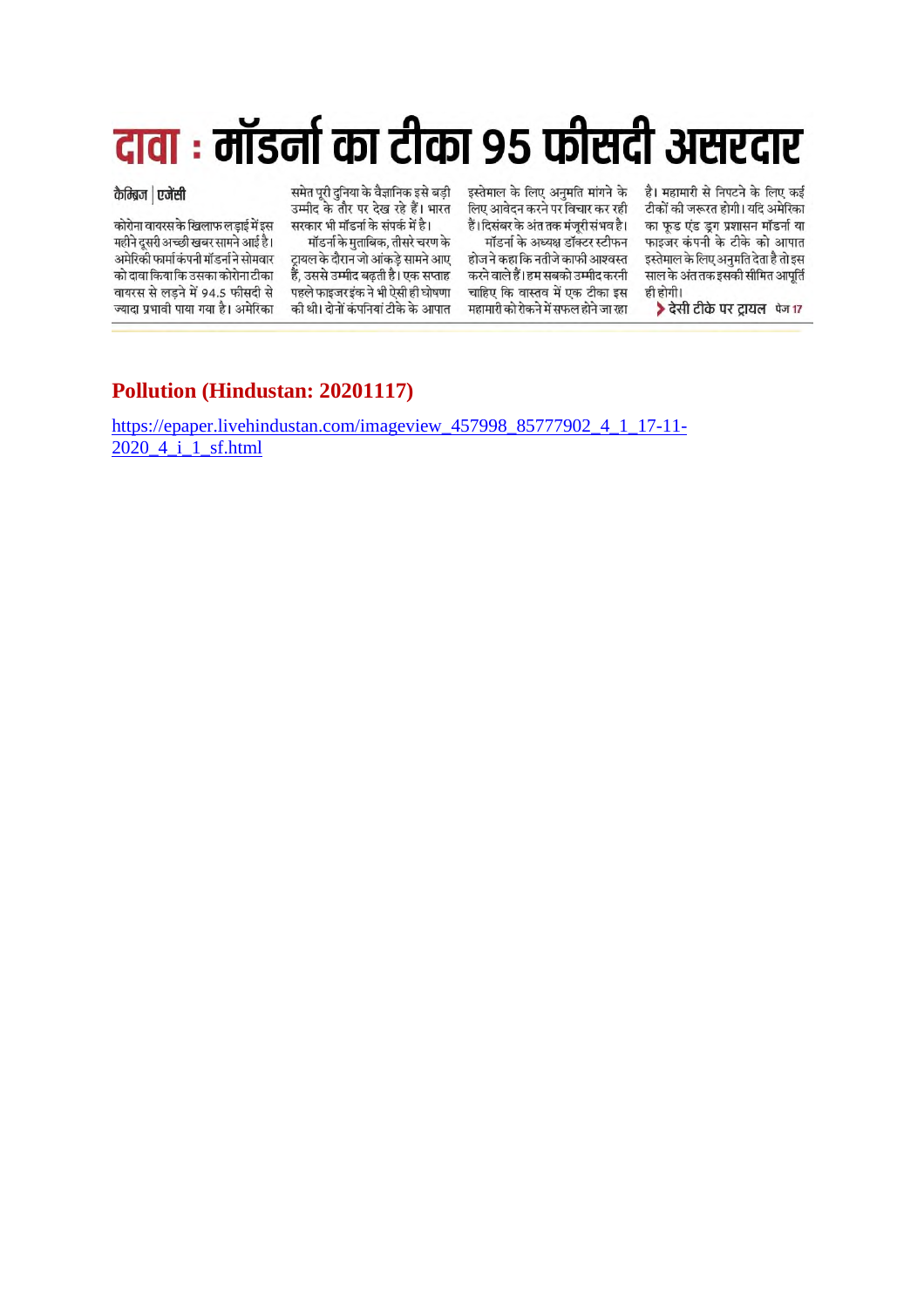# दावा : मॉडर्ना का टीका 95 फीसदी असरदार

**कैम्ब्रिज | एजेंसी**

कोरोना वायरस के खिलाफ लड़ाई में इस महीने दूसरी अच्छी खबर सामने आई है। अमेरिकी फार्मा कंपनी मॉडर्ना ने सोमवार को दावा किया कि उसका कोरोना टीका वायरस से लड़ने में 94.5 फीसदी से ज्यादा प्रभावी पाया गया है। अमेरिका समेत पूरी दुनिया के वैज्ञानिक इसे बड़ी उम्मीद के तौर पर देख रहे हैं। भारत सरकार भी मॉडर्ना के संपर्क में है।

मॉडर्ना के मुताबिक, तीसरे चरण के ट्रायल के दौरान जो आंकड़े सामने आए हैं, उससे उम्मीद बढ़ती है। एक सप्ताह पहले फाइजरइंक ने भी ऐसी ही घोषणा की थी। दोनों कंपनियां टीके के आपात इस्तेमाल के लिए अनुमति मांगने के लिए आवेदन करने पर विचार कर रही हैं। दिसंबर के अंत तक मंजूरी संभव है।

मॉडर्ना के अध्यक्ष डॉक्टर स्टीफन होज ने कहा कि नतीजे काफी आश्वस्त करने वाले हैं। हम सबको उम्मीद करनी चाहिए कि वास्तव में एक टीका इस महामारी को रोकने में सफल होने जा रहा है। महामारी से निपटने के लिए कई टीकों की जरूरत होगी। यदि अमेरिका का फूड एंड ड्रग प्रशासन मॉडर्ना या फाइजर कंपनी के टीके को आपात इस्तेमाल के लिए अनुमति देता है तो इस साल के अंत तक इसकी सीमित आपूर्ति ही होगी।

देसी टीके पर ट्रायल पेज 17

## Pollution (Hindustan: 20201117)

https://epaper.livehindustan.com/imageview_457998_85777902_4_1_17-11-2020_4_i_1_sf.html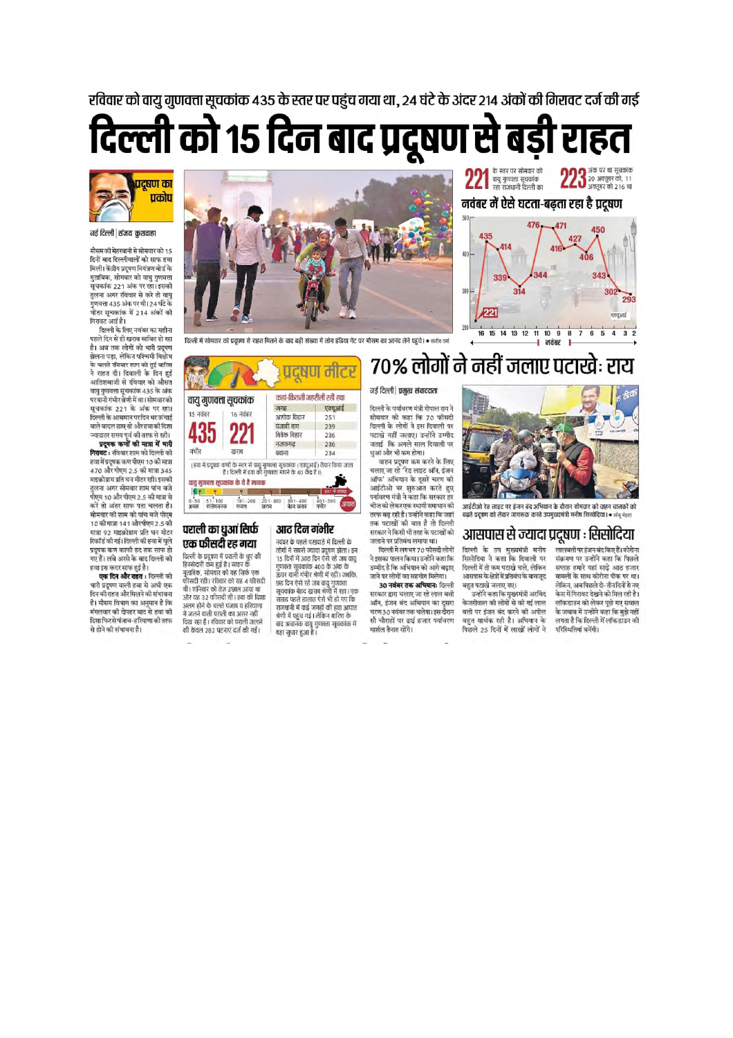रविवार को वायु गुणवत्ता सूचकांक 435 के स्तर पर पहुंच गया था, 24 घंटे के अंदर 214 अंकों की गिरावट दर्ज की गई

# दिल्ली को 15 दिन बाद प्रदूषण से बड़ी राहत

प्रदूषण का प्रकोप

नई दिल्ली | संजय कुशवाहा

मौसम की मेहरबानी से सोमवार को 15 दिनों बाद दिल्लीवालों को साफ हवा मिली। केंद्रीय प्रदूषण नियंत्रण बोर्ड के मुताबिक, सोमवार को वायु गुणवत्ता सूचकांक 221 अंक पर रहा। इसकी तुलना अगर रविवार से करें तो वायु गुणवत्ता 435 अंक पर थी। 24 घंटे के भीतर सूचकांक में 214 अंकों की गिरावट आई है।

दिल्ली के लिए नवंबर का महीना पहले दिन से ही खराब साबित हो रहा है। अब तक लोगों को भारी प्रदूषण झेलना पड़ा, लेकिन पश्चिमी विक्षोभ के चलते रविवार शाम को हुई बारिश ने राहत दी। दिवाली के दिन हुई आतिशबाजी से रविवार को औसत वायु गुणवत्ता सूचकांक 435 के अंक पर यानी गंभीर श्रेणी में था। सोमवार को सूचकांक 221 के अंक पर रहा। दिल्ली के आसमान पर दिन भर ऊंचाई वाले बादल छाए रहे और हवा की दिशा ज्यादातर समय पूर्व की तरफ से रही।

**प्रदूषक कणों की मात्रा में भारी गिरावट :** रविवार शाम को दिल्ली की हवा में प्रदूषक कण पीएम 10 की मात्रा 470 और पीएम 2.5 की मात्रा 345 माइक्रोग्राम प्रति घन मीटर रही। इसकी तुलना अगर सोमवार शाम पांच बजे पीएम 10 और पीएम 2.5 की मात्रा से करें तो अंतर साफ पता चलता है। सोमवार की शाम को पांच बजे पीएम 10 की मात्रा 141 और पीएम 2.5 की मात्रा 92 माइक्रोग्राम प्रति घन मीटर रिकॉर्ड की गई। दिल्ली की हवा में घुले प्रदूषक कण काफी हद तक साफ हो गए हैं। लंबे अरसे के बाद दिल्ली की हवा इस कदर साफ हुई है।

**एक दिन और राहत :** दिल्ली को भारी प्रदूषण वाली हवा से अभी एक दिन की राहत और मिलने की संभावना है। मौसम विभाग का अनुमान है कि मंगलवार की दोपहर बाद से हवा की दिशा फिर से पंजाब-हरियाणा की तरफ से होने की संभावना है।

दिल्ली में सोमवार को प्रदूषण से राहत मिलने के बाद बड़ी संख्या में लोग इंडिया गेट पर मौसम का आनन्द लेने पहुंचे। • सतीश वर्मा

**221** के स्तर पर सोमवार को वायु गुणवत्ता सूचकांक रहा राजधानी दिल्ली का

**223** अंक पर था सूचकांक 20 अक्तूबर को, 11 अक्तूबर को 216 था

## नवंबर में ऐसे घटता-बढ़ता रहा है प्रदूषण

500, 400, 300, 200

476, 471, 450, 435, 427, 414, 416, 406, 339, 344, 343, 314, 302, 293, 221

16 15 14 13 12 11 10 9 8 7 6 5 4 3 2

नवंबर

एक्यूआई

## प्रदूषण मीटर

**वायु गुणवत्ता सूचकांक**

| 15 नवंबर | 16 नवंबर |
|---|---|
| 435 | 221 |
| गंभीर | खराब |

**कहां-कितनी जहरीली रही हवा**

| जगह | एक्यूआई |
|---|---|
| अशोक विहार | 251 |
| पटपड़गंज | 239 |
| विवेक विहार | 236 |
| नजफगढ़ | 236 |
| बवाना | 234 |

(हवा में प्रदूषक कणों के स्तर से वायु गुणवत्ता सूचकांक (एक्यूआई) तैयार किया जाता है। दिल्ली में हवा की गुणवत्ता मापने के 40 केंद्र हैं।)

**वायु गुणवत्ता सूचकांक के ये है मानक**

0-50 अच्छा, 51-100 संतोषजनक, 101-200 मध्यम, 201-300 खराब, 301-400 बेहद खराब, 401-500 गंभीर, 500 से ज्यादा आपात

### पराली का धुआं सिर्फ एक फीसदी रह गया

दिल्ली के प्रदूषण में पराली के धुएं की हिस्सेदारी कम हुई है। सफर के मुताबिक, सोमवार को यह सिर्फ एक फीसदी रही। रविवार को यह 4 फीसदी थी। शनिवार को तेज उछाल आया था और यह 32 फीसदी थी। हवा की दिशा अलग होने के चलते पंजाब व हरियाणा में जलने वाली पराली का असर नहीं दिख रहा है। रविवार को पराली जलने की केवल 282 घटनाएं दर्ज की गई।

### आठ दिन गंभीर

नवंबर के पहले पखवाड़े में दिल्ली के लोगों ने सबसे ज्यादा प्रदूषण झेला। इन 15 दिनों में आठ दिन ऐसे रहे जब वायु गुणवत्ता सूचकांक 400 के अंक के ऊपर यानी गंभीर श्रेणी में रही। जबकि, छह दिन ऐसे रहे जब वायु गुणवत्ता सूचकांक बेहद खराब श्रेणी में रहा। एक सप्ताह पहले हालात ऐसे भी हो गए कि राजधानी में कई जगहों की हवा आपात श्रेणी में पहुंच गई। लेकिन बारिश के बाद अचानक वायु गुणवत्ता सूचकांक में बड़ा सुधार हुआ है।

## 70% लोगों ने नहीं जलाए पटाखेः राय

नई दिल्ली | प्रमुख संवाददाता

दिल्ली के पर्यावरण मंत्री गोपाल राय ने सोमवार को कहा कि 70 फीसदी दिल्ली के लोगों ने इस दिवाली पर पटाखे नहीं जलाए। उन्होंने उम्मीद जताई कि अगले साल दिवाली पर धुआं और भी कम होगा।

वाहन प्रदूषण कम करने के लिए चलाए जा रहे 'रेड लाइट ऑन, इंजन ऑफ' अभियान के दूसरे चरण की आईटीओ पर शुरुआत करते हुए पर्यावरण मंत्री ने कहा कि सरकार हर चीज को लेकर एक स्थायी समाधान की तरफ बढ़ रही है। उन्होंने कहा कि जहां तक पटाखों की बात है तो दिल्ली सरकार ने किसी भी तरह के पटाखों को जलाने पर प्रतिबंध लगाया था।

दिल्ली में लगभग 70 फीसदी लोगों ने इसका पालन किया। उन्होंने कहा कि उम्मीद है कि अभियान को आगे बढ़ाए जाने पर लोगों का सहयोग मिलेगा।

**30 नवंबर तक अभियान:** दिल्ली सरकार द्वारा चलाए जा रहे लाल बत्ती ऑन, इंजन बंद अभियान का दूसरा चरण 30 नवंबर तक चलेगा। इस दौरान सौ चौराहों पर ढाई हजार पर्यावरण मार्शल तैनात रहेंगे।

आईटीओ रेड लाइट पर इंजन बंद अभियान के दौरान सोमवार को वाहन चालकों को बढ़ते प्रदूषण को लेकर जागरूक करते उपमुख्यमंत्री मनीष सिसोदिया। • सोनू मेहता

## आसपास से ज्यादा प्रदूषण : सिसोदिया

दिल्ली के उप मुख्यमंत्री मनीष सिसोदिया ने कहा कि दिवाली पर दिल्ली में तो कम पटाखे चले, लेकिन आसपास के क्षेत्रों में प्रतिबंध के बावजूद बहुत पटाखे जलाए गए।

उन्होंने कहा कि मुख्यमंत्री अरविंद केजरीवाल की लोगों से की गई लाल बत्ती पर इंजन बंद करने की अपील बहुत सार्थक रही है। अभियान के पिछले 25 दिनों में लाखों लोगों ने लालबत्ती पर इंजन बंद किए हैं। कोरोना संक्रमण पर उन्होंने कहा कि पिछले सप्ताह हमारे यहां साढ़े आठ हजार मामलों के साथ कोरोना पीक पर था। लेकिन, अब पिछले दो-तीन दिनों से नए केस में गिरावट देखने को मिल रही है। लॉकडाउन को लेकर पूछे गए सवाल के जवाब में उन्होंने कहा कि मुझे नहीं लगता है कि दिल्ली में लॉकडाउन की परिस्थितियां बनेंगी।